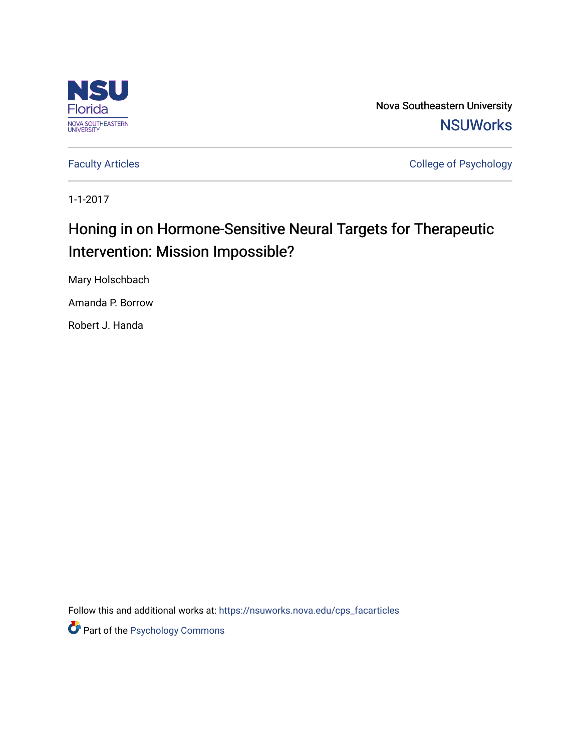Nova Southeastern University

NSUWorks

Faculty Articles

College of Psychology

1-1-2017

# Honing in on Hormone-Sensitive Neural Targets for Therapeutic Intervention: Mission Impossible?

Mary Holschbach

Amanda P. Borrow

Robert J. Handa

Follow this and additional works at: https://nsuworks.nova.edu/cps_facarticles

Part of the Psychology Commons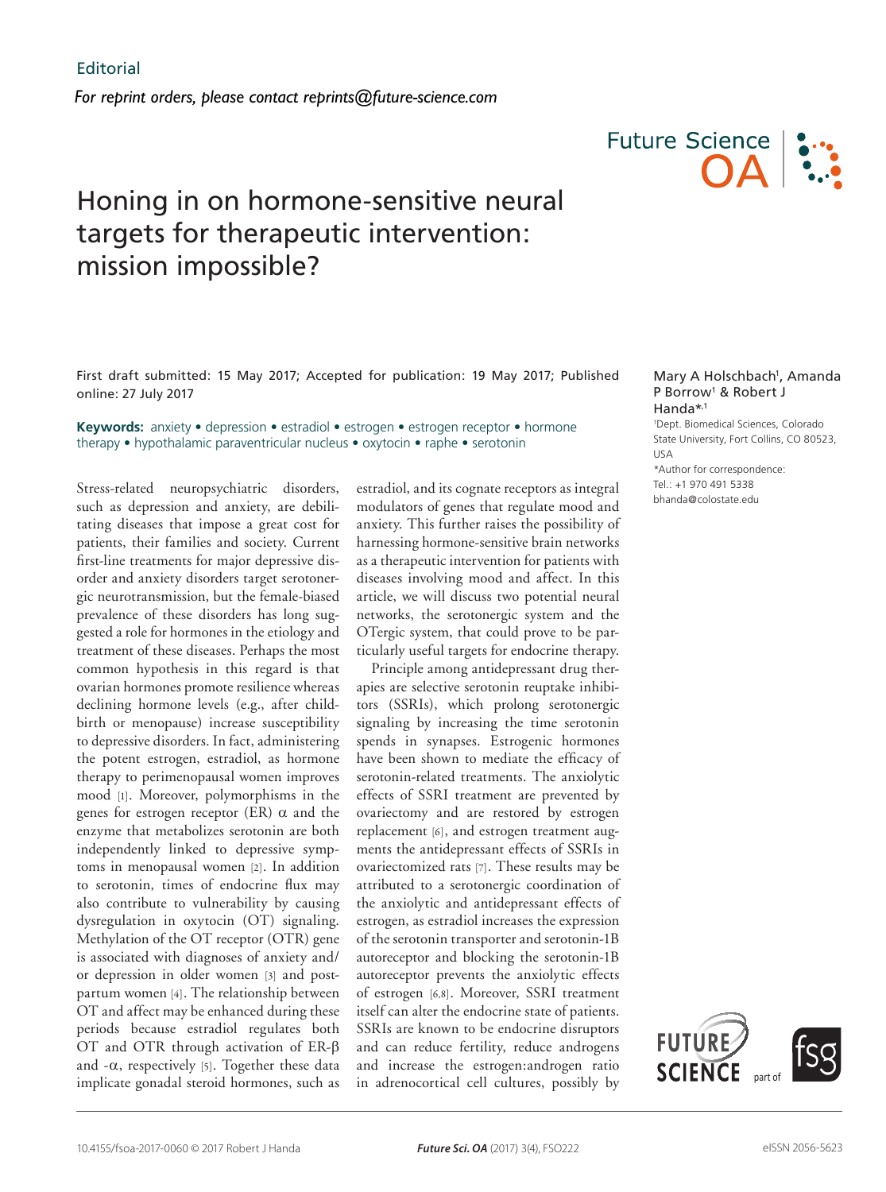Editorial

*For reprint orders, please contact reprints@future-science.com*

# Honing in on hormone-sensitive neural targets for therapeutic intervention: mission impossible?

First draft submitted: 15 May 2017; Accepted for publication: 19 May 2017; Published online: 27 July 2017

Mary A Holschbach[1], Amanda P Borrow[1] & Robert J Handa*,[1]

[1]Dept. Biomedical Sciences, Colorado State University, Fort Collins, CO 80523, USA

*Author for correspondence:
Tel.: +1 970 491 5338
bhanda@colostate.edu

**Keywords:** anxiety • depression • estradiol • estrogen • estrogen receptor • hormone therapy • hypothalamic paraventricular nucleus • oxytocin • raphe • serotonin

Stress-related neuropsychiatric disorders, such as depression and anxiety, are debilitating diseases that impose a great cost for patients, their families and society. Current first-line treatments for major depressive disorder and anxiety disorders target serotonergic neurotransmission, but the female-biased prevalence of these disorders has long suggested a role for hormones in the etiology and treatment of these diseases. Perhaps the most common hypothesis in this regard is that ovarian hormones promote resilience whereas declining hormone levels (e.g., after childbirth or menopause) increase susceptibility to depressive disorders. In fact, administering the potent estrogen, estradiol, as hormone therapy to perimenopausal women improves mood [1]. Moreover, polymorphisms in the genes for estrogen receptor (ER) α and the enzyme that metabolizes serotonin are both independently linked to depressive symptoms in menopausal women [2]. In addition to serotonin, times of endocrine flux may also contribute to vulnerability by causing dysregulation in oxytocin (OT) signaling. Methylation of the OT receptor (OTR) gene is associated with diagnoses of anxiety and/or depression in older women [3] and postpartum women [4]. The relationship between OT and affect may be enhanced during these periods because estradiol regulates both OT and OTR through activation of ER-β and -α, respectively [5]. Together these data implicate gonadal steroid hormones, such as estradiol, and its cognate receptors as integral modulators of genes that regulate mood and anxiety. This further raises the possibility of harnessing hormone-sensitive brain networks as a therapeutic intervention for patients with diseases involving mood and affect. In this article, we will discuss two potential neural networks, the serotonergic system and the OTergic system, that could prove to be particularly useful targets for endocrine therapy.

Principle among antidepressant drug therapies are selective serotonin reuptake inhibitors (SSRIs), which prolong serotonergic signaling by increasing the time serotonin spends in synapses. Estrogenic hormones have been shown to mediate the efficacy of serotonin-related treatments. The anxiolytic effects of SSRI treatment are prevented by ovariectomy and are restored by estrogen replacement [6], and estrogen treatment augments the antidepressant effects of SSRIs in ovariectomized rats [7]. These results may be attributed to a serotonergic coordination of the anxiolytic and antidepressant effects of estrogen, as estradiol increases the expression of the serotonin transporter and serotonin-1B autoreceptor and blocking the serotonin-1B autoreceptor prevents the anxiolytic effects of estrogen [6,8]. Moreover, SSRI treatment itself can alter the endocrine state of patients. SSRIs are known to be endocrine disruptors and can reduce fertility, reduce androgens and increase the estrogen:androgen ratio in adrenocortical cell cultures, possibly by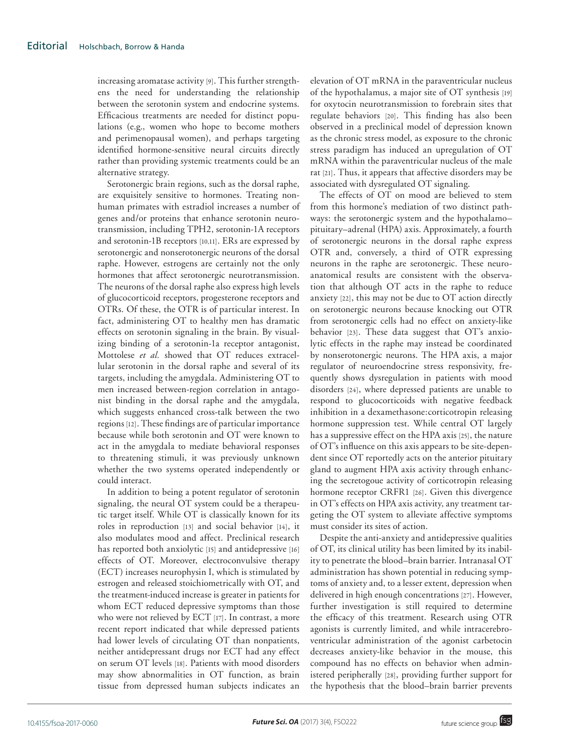increasing aromatase activity [9]. This further strengthens the need for understanding the relationship between the serotonin system and endocrine systems. Efficacious treatments are needed for distinct populations (e.g., women who hope to become mothers and perimenopausal women), and perhaps targeting identified hormone-sensitive neural circuits directly rather than providing systemic treatments could be an alternative strategy.

Serotonergic brain regions, such as the dorsal raphe, are exquisitely sensitive to hormones. Treating nonhuman primates with estradiol increases a number of genes and/or proteins that enhance serotonin neurotransmission, including TPH2, serotonin-1A receptors and serotonin-1B receptors [10,11]. ERs are expressed by serotonergic and nonserotonergic neurons of the dorsal raphe. However, estrogens are certainly not the only hormones that affect serotonergic neurotransmission. The neurons of the dorsal raphe also express high levels of glucocorticoid receptors, progesterone receptors and OTRs. Of these, the OTR is of particular interest. In fact, administering OT to healthy men has dramatic effects on serotonin signaling in the brain. By visualizing binding of a serotonin-1a receptor antagonist, Mottolese *et al.* showed that OT reduces extracellular serotonin in the dorsal raphe and several of its targets, including the amygdala. Administering OT to men increased between-region correlation in antagonist binding in the dorsal raphe and the amygdala, which suggests enhanced cross-talk between the two regions [12]. These findings are of particular importance because while both serotonin and OT were known to act in the amygdala to mediate behavioral responses to threatening stimuli, it was previously unknown whether the two systems operated independently or could interact.

In addition to being a potent regulator of serotonin signaling, the neural OT system could be a therapeutic target itself. While OT is classically known for its roles in reproduction [13] and social behavior [14], it also modulates mood and affect. Preclinical research has reported both anxiolytic [15] and antidepressive [16] effects of OT. Moreover, electroconvulsive therapy (ECT) increases neurophysin I, which is stimulated by estrogen and released stoichiometrically with OT, and the treatment-induced increase is greater in patients for whom ECT reduced depressive symptoms than those who were not relieved by ECT [17]. In contrast, a more recent report indicated that while depressed patients had lower levels of circulating OT than nonpatients, neither antidepressant drugs nor ECT had any effect on serum OT levels [18]. Patients with mood disorders may show abnormalities in OT function, as brain tissue from depressed human subjects indicates an elevation of OT mRNA in the paraventricular nucleus of the hypothalamus, a major site of OT synthesis [19] for oxytocin neurotransmission to forebrain sites that regulate behaviors [20]. This finding has also been observed in a preclinical model of depression known as the chronic stress model, as exposure to the chronic stress paradigm has induced an upregulation of OT mRNA within the paraventricular nucleus of the male rat [21]. Thus, it appears that affective disorders may be associated with dysregulated OT signaling.

The effects of OT on mood are believed to stem from this hormone's mediation of two distinct pathways: the serotonergic system and the hypothalamo–pituitary–adrenal (HPA) axis. Approximately, a fourth of serotonergic neurons in the dorsal raphe express OTR and, conversely, a third of OTR expressing neurons in the raphe are serotonergic. These neuroanatomical results are consistent with the observation that although OT acts in the raphe to reduce anxiety [22], this may not be due to OT action directly on serotonergic neurons because knocking out OTR from serotonergic cells had no effect on anxiety-like behavior [23]. These data suggest that OT's anxiolytic effects in the raphe may instead be coordinated by nonserotonergic neurons. The HPA axis, a major regulator of neuroendocrine stress responsivity, frequently shows dysregulation in patients with mood disorders [24], where depressed patients are unable to respond to glucocorticoids with negative feedback inhibition in a dexamethasone:corticotropin releasing hormone suppression test. While central OT largely has a suppressive effect on the HPA axis [25], the nature of OT's influence on this axis appears to be site-dependent since OT reportedly acts on the anterior pituitary gland to augment HPA axis activity through enhancing the secretogoue activity of corticotropin releasing hormone receptor CRFR1 [26]. Given this divergence in OT's effects on HPA axis activity, any treatment targeting the OT system to alleviate affective symptoms must consider its sites of action.

Despite the anti-anxiety and antidepressive qualities of OT, its clinical utility has been limited by its inability to penetrate the blood–brain barrier. Intranasal OT administration has shown potential in reducing symptoms of anxiety and, to a lesser extent, depression when delivered in high enough concentrations [27]. However, further investigation is still required to determine the efficacy of this treatment. Research using OTR agonists is currently limited, and while intracerebroventricular administration of the agonist carbetocin decreases anxiety-like behavior in the mouse, this compound has no effects on behavior when administered peripherally [28], providing further support for the hypothesis that the blood–brain barrier prevents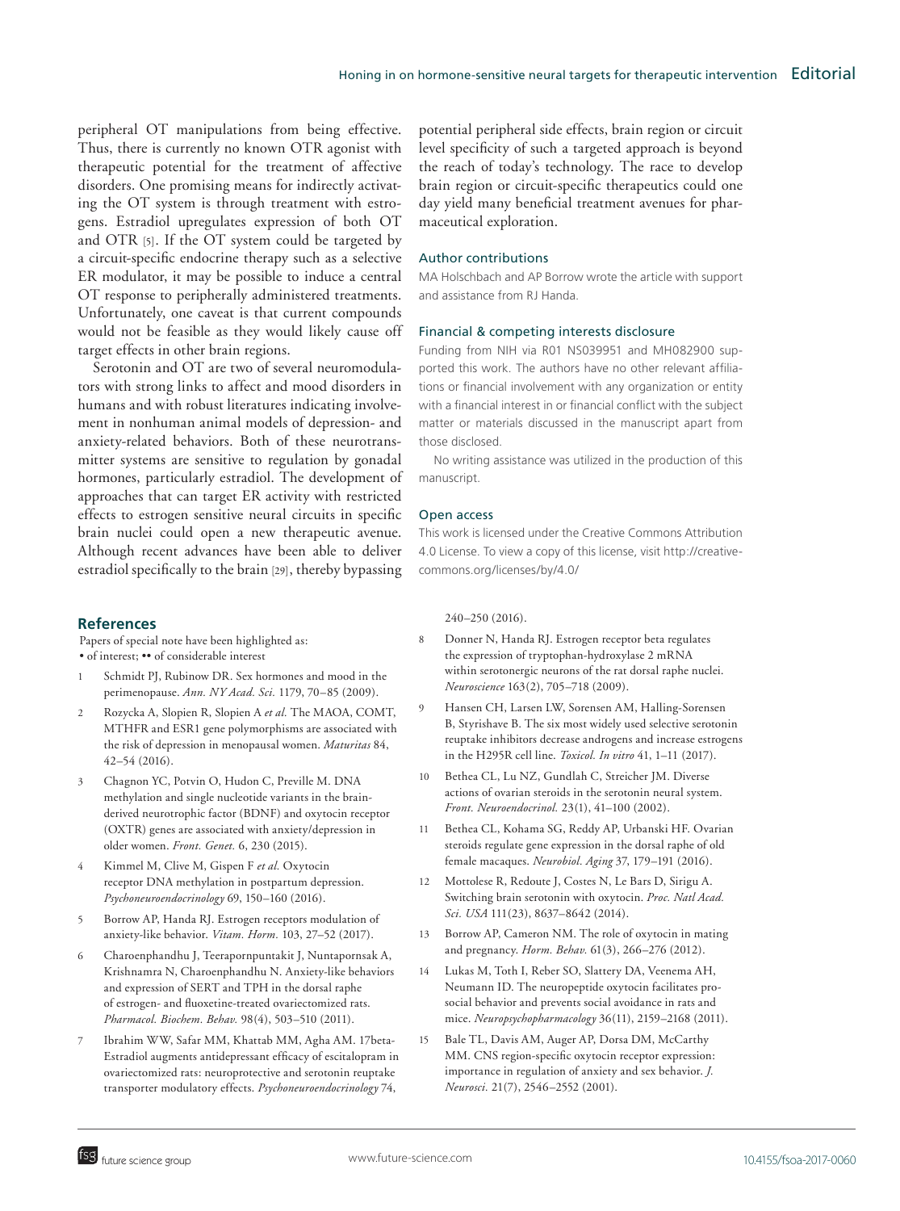peripheral OT manipulations from being effective. Thus, there is currently no known OTR agonist with therapeutic potential for the treatment of affective disorders. One promising means for indirectly activating the OT system is through treatment with estrogens. Estradiol upregulates expression of both OT and OTR [5]. If the OT system could be targeted by a circuit-specific endocrine therapy such as a selective ER modulator, it may be possible to induce a central OT response to peripherally administered treatments. Unfortunately, one caveat is that current compounds would not be feasible as they would likely cause off target effects in other brain regions.

Serotonin and OT are two of several neuromodulators with strong links to affect and mood disorders in humans and with robust literatures indicating involvement in nonhuman animal models of depression- and anxiety-related behaviors. Both of these neurotransmitter systems are sensitive to regulation by gonadal hormones, particularly estradiol. The development of approaches that can target ER activity with restricted effects to estrogen sensitive neural circuits in specific brain nuclei could open a new therapeutic avenue. Although recent advances have been able to deliver estradiol specifically to the brain [29], thereby bypassing potential peripheral side effects, brain region or circuit level specificity of such a targeted approach is beyond the reach of today's technology. The race to develop brain region or circuit-specific therapeutics could one day yield many beneficial treatment avenues for pharmaceutical exploration.

### Author contributions

MA Holschbach and AP Borrow wrote the article with support and assistance from RJ Handa.

### Financial & competing interests disclosure

Funding from NIH via R01 NS039951 and MH082900 supported this work. The authors have no other relevant affiliations or financial involvement with any organization or entity with a financial interest in or financial conflict with the subject matter or materials discussed in the manuscript apart from those disclosed.

No writing assistance was utilized in the production of this manuscript.

### Open access

This work is licensed under the Creative Commons Attribution 4.0 License. To view a copy of this license, visit http://creativecommons.org/licenses/by/4.0/

## References

Papers of special note have been highlighted as:
• of interest; •• of considerable interest

1. Schmidt PJ, Rubinow DR. Sex hormones and mood in the perimenopause. *Ann. NY Acad. Sci.* 1179, 70–85 (2009).
2. Rozycka A, Slopien R, Slopien A *et al.* The MAOA, COMT, MTHFR and ESR1 gene polymorphisms are associated with the risk of depression in menopausal women. *Maturitas* 84, 42–54 (2016).
3. Chagnon YC, Potvin O, Hudon C, Preville M. DNA methylation and single nucleotide variants in the brain-derived neurotrophic factor (BDNF) and oxytocin receptor (OXTR) genes are associated with anxiety/depression in older women. *Front. Genet.* 6, 230 (2015).
4. Kimmel M, Clive M, Gispen F *et al.* Oxytocin receptor DNA methylation in postpartum depression. *Psychoneuroendocrinology* 69, 150–160 (2016).
5. Borrow AP, Handa RJ. Estrogen receptors modulation of anxiety-like behavior. *Vitam. Horm.* 103, 27–52 (2017).
6. Charoenphandhu J, Teerapornpuntakit J, Nuntapornsak A, Krishnamra N, Charoenphandhu N. Anxiety-like behaviors and expression of SERT and TPH in the dorsal raphe of estrogen- and fluoxetine-treated ovariectomized rats. *Pharmacol. Biochem. Behav.* 98(4), 503–510 (2011).
7. Ibrahim WW, Safar MM, Khattab MM, Agha AM. 17beta-Estradiol augments antidepressant efficacy of escitalopram in ovariectomized rats: neuroprotective and serotonin reuptake transporter modulatory effects. *Psychoneuroendocrinology* 74, 240–250 (2016).
8. Donner N, Handa RJ. Estrogen receptor beta regulates the expression of tryptophan-hydroxylase 2 mRNA within serotonergic neurons of the rat dorsal raphe nuclei. *Neuroscience* 163(2), 705–718 (2009).
9. Hansen CH, Larsen LW, Sorensen AM, Halling-Sorensen B, Styrishave B. The six most widely used selective serotonin reuptake inhibitors decrease androgens and increase estrogens in the H295R cell line. *Toxicol. In vitro* 41, 1–11 (2017).
10. Bethea CL, Lu NZ, Gundlah C, Streicher JM. Diverse actions of ovarian steroids in the serotonin neural system. *Front. Neuroendocrinol.* 23(1), 41–100 (2002).
11. Bethea CL, Kohama SG, Reddy AP, Urbanski HF. Ovarian steroids regulate gene expression in the dorsal raphe of old female macaques. *Neurobiol. Aging* 37, 179–191 (2016).
12. Mottolese R, Redoute J, Costes N, Le Bars D, Sirigu A. Switching brain serotonin with oxytocin. *Proc. Natl Acad. Sci. USA* 111(23), 8637–8642 (2014).
13. Borrow AP, Cameron NM. The role of oxytocin in mating and pregnancy. *Horm. Behav.* 61(3), 266–276 (2012).
14. Lukas M, Toth I, Reber SO, Slattery DA, Veenema AH, Neumann ID. The neuropeptide oxytocin facilitates pro-social behavior and prevents social avoidance in rats and mice. *Neuropsychopharmacology* 36(11), 2159–2168 (2011).
15. Bale TL, Davis AM, Auger AP, Dorsa DM, McCarthy MM. CNS region-specific oxytocin receptor expression: importance in regulation of anxiety and sex behavior. *J. Neurosci.* 21(7), 2546–2552 (2001).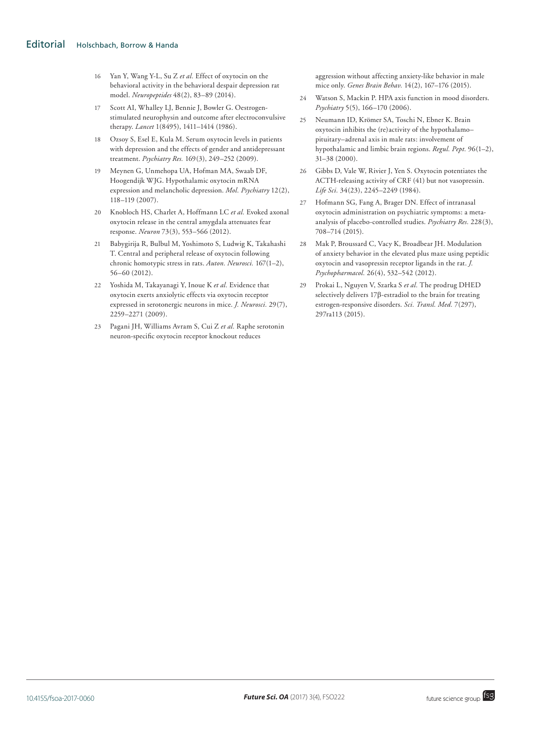16 Yan Y, Wang Y-L, Su Z *et al.* Effect of oxytocin on the behavioral activity in the behavioral despair depression rat model. *Neuropeptides* 48(2), 83–89 (2014).

17 Scott AI, Whalley LJ, Bennie J, Bowler G. Oestrogen-stimulated neurophysin and outcome after electroconvulsive therapy. *Lancet* 1(8495), 1411–1414 (1986).

18 Ozsoy S, Esel E, Kula M. Serum oxytocin levels in patients with depression and the effects of gender and antidepressant treatment. *Psychiatry Res.* 169(3), 249–252 (2009).

19 Meynen G, Unmehopa UA, Hofman MA, Swaab DF, Hoogendijk WJG. Hypothalamic oxytocin mRNA expression and melancholic depression. *Mol. Psychiatry* 12(2), 118–119 (2007).

20 Knobloch HS, Charlet A, Hoffmann LC *et al.* Evoked axonal oxytocin release in the central amygdala attenuates fear response. *Neuron* 73(3), 553–566 (2012).

21 Babygirija R, Bulbul M, Yoshimoto S, Ludwig K, Takahashi T. Central and peripheral release of oxytocin following chronic homotypic stress in rats. *Auton. Neurosci.* 167(1–2), 56–60 (2012).

22 Yoshida M, Takayanagi Y, Inoue K *et al.* Evidence that oxytocin exerts anxiolytic effects via oxytocin receptor expressed in serotonergic neurons in mice. *J. Neurosci.* 29(7), 2259–2271 (2009).

23 Pagani JH, Williams Avram S, Cui Z *et al.* Raphe serotonin neuron-specific oxytocin receptor knockout reduces aggression without affecting anxiety-like behavior in male mice only. *Genes Brain Behav.* 14(2), 167–176 (2015).

24 Watson S, Mackin P. HPA axis function in mood disorders. *Psychiatry* 5(5), 166–170 (2006).

25 Neumann ID, Krömer SA, Toschi N, Ebner K. Brain oxytocin inhibits the (re)activity of the hypothalamo–pituitary–adrenal axis in male rats: involvement of hypothalamic and limbic brain regions. *Regul. Pept.* 96(1–2), 31–38 (2000).

26 Gibbs D, Vale W, Rivier J, Yen S. Oxytocin potentiates the ACTH-releasing activity of CRF (41) but not vasopressin. *Life Sci.* 34(23), 2245–2249 (1984).

27 Hofmann SG, Fang A, Brager DN. Effect of intranasal oxytocin administration on psychiatric symptoms: a meta-analysis of placebo-controlled studies. *Psychiatry Res.* 228(3), 708–714 (2015).

28 Mak P, Broussard C, Vacy K, Broadbear JH. Modulation of anxiety behavior in the elevated plus maze using peptidic oxytocin and vasopressin receptor ligands in the rat. *J. Psychopharmacol.* 26(4), 532–542 (2012).

29 Prokai L, Nguyen V, Szarka S *et al.* The prodrug DHED selectively delivers 17β-estradiol to the brain for treating estrogen-responsive disorders. *Sci. Transl. Med.* 7(297), 297ra113 (2015).